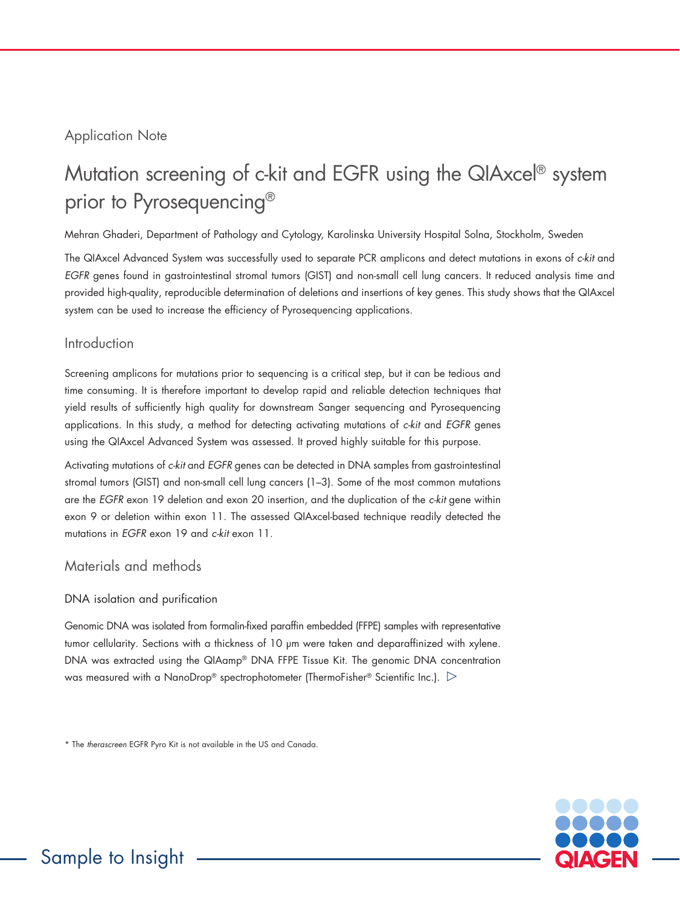Application Note

# Mutation screening of c-kit and EGFR using the QIAxcel® system prior to Pyrosequencing®

Mehran Ghaderi, Department of Pathology and Cytology, Karolinska University Hospital Solna, Stockholm, Sweden

The QIAxcel Advanced System was successfully used to separate PCR amplicons and detect mutations in exons of *c-kit* and *EGFR* genes found in gastrointestinal stromal tumors (GIST) and non-small cell lung cancers. It reduced analysis time and provided high-quality, reproducible determination of deletions and insertions of key genes. This study shows that the QIAxcel system can be used to increase the efficiency of Pyrosequencing applications.

## Introduction

Screening amplicons for mutations prior to sequencing is a critical step, but it can be tedious and time consuming. It is therefore important to develop rapid and reliable detection techniques that yield results of sufficiently high quality for downstream Sanger sequencing and Pyrosequencing applications. In this study, a method for detecting activating mutations of *c-kit* and *EGFR* genes using the QIAxcel Advanced System was assessed. It proved highly suitable for this purpose.

Activating mutations of *c-kit* and *EGFR* genes can be detected in DNA samples from gastrointestinal stromal tumors (GIST) and non-small cell lung cancers (1–3). Some of the most common mutations are the *EGFR* exon 19 deletion and exon 20 insertion, and the duplication of the *c-kit* gene within exon 9 or deletion within exon 11. The assessed QIAxcel-based technique readily detected the mutations in *EGFR* exon 19 and *c-kit* exon 11.

## Materials and methods

### DNA isolation and purification

Genomic DNA was isolated from formalin-fixed paraffin embedded (FFPE) samples with representative tumor cellularity. Sections with a thickness of 10 µm were taken and deparaffinized with xylene. DNA was extracted using the QIAamp® DNA FFPE Tissue Kit. The genomic DNA concentration was measured with a NanoDrop® spectrophotometer (ThermoFisher® Scientific Inc.).

\* The *therascreen* EGFR Pyro Kit is not available in the US and Canada.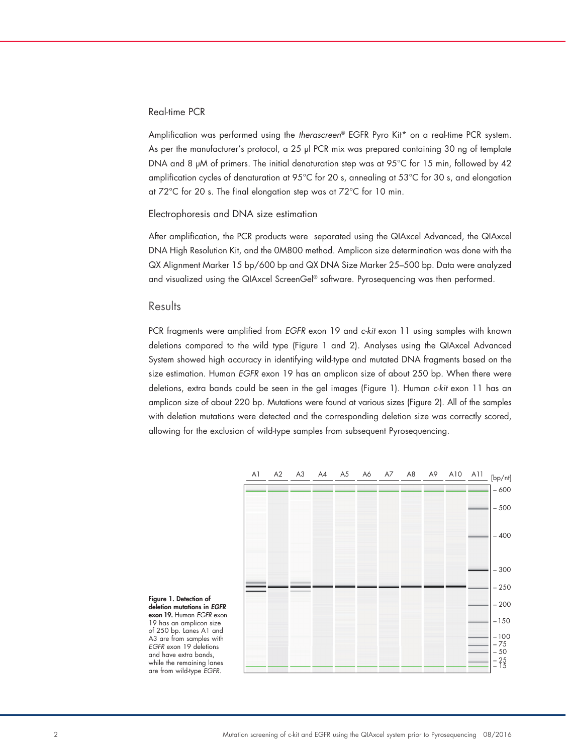### Real-time PCR

Amplification was performed using the *therascreen*® EGFR Pyro Kit* on a real-time PCR system. As per the manufacturer's protocol, a 25 µl PCR mix was prepared containing 30 ng of template DNA and 8 µM of primers. The initial denaturation step was at 95°C for 15 min, followed by 42 amplification cycles of denaturation at 95°C for 20 s, annealing at 53°C for 30 s, and elongation at 72°C for 20 s. The final elongation step was at 72°C for 10 min.

### Electrophoresis and DNA size estimation

After amplification, the PCR products were separated using the QIAxcel Advanced, the QIAxcel DNA High Resolution Kit, and the 0M800 method. Amplicon size determination was done with the QX Alignment Marker 15 bp/600 bp and QX DNA Size Marker 25–500 bp. Data were analyzed and visualized using the QIAxcel ScreenGel® software. Pyrosequencing was then performed.

## Results

PCR fragments were amplified from *EGFR* exon 19 and *c-kit* exon 11 using samples with known deletions compared to the wild type (Figure 1 and 2). Analyses using the QIAxcel Advanced System showed high accuracy in identifying wild-type and mutated DNA fragments based on the size estimation. Human *EGFR* exon 19 has an amplicon size of about 250 bp. When there were deletions, extra bands could be seen in the gel images (Figure 1). Human *c-kit* exon 11 has an amplicon size of about 220 bp. Mutations were found at various sizes (Figure 2). All of the samples with deletion mutations were detected and the corresponding deletion size was correctly scored, allowing for the exclusion of wild-type samples from subsequent Pyrosequencing.

A1 A2 A3 A4 A5 A6 A7 A8 A9 A10 A11 [bp/nt]

– 600 – 500 – 400 – 300 – 250 – 200 – 150 – 100 – 75 – 50 – 25 – 15

**Figure 1. Detection of deletion mutations in *EGFR* exon 19.** Human *EGFR* exon 19 has an amplicon size of 250 bp. Lanes A1 and A3 are from samples with *EGFR* exon 19 deletions and have extra bands, while the remaining lanes are from wild-type *EGFR*.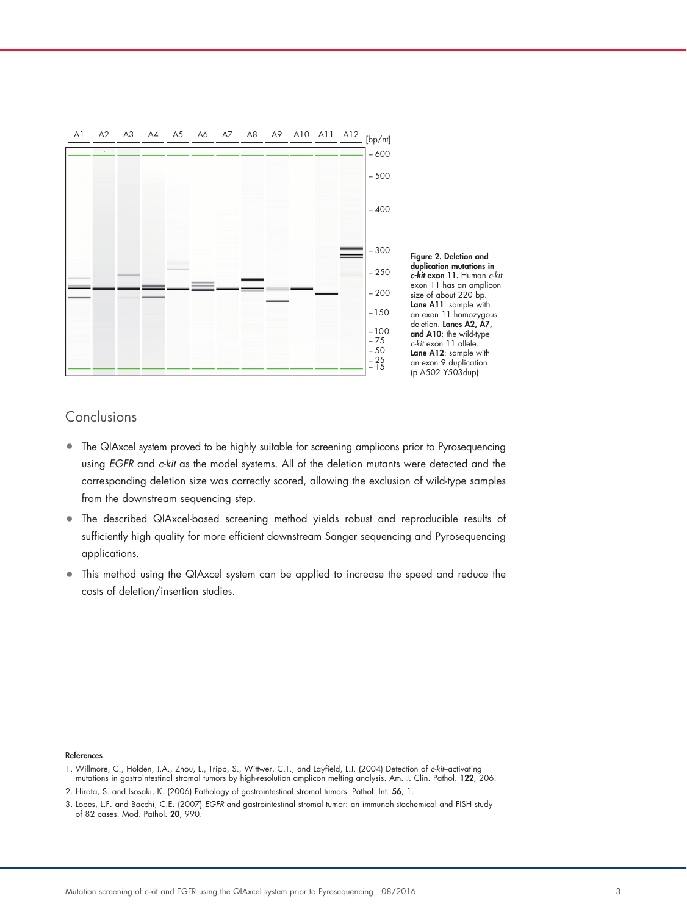A1 A2 A3 A4 A5 A6 A7 A8 A9 A10 A11 A12 [bp/nt]

600
500
400
300
250
200
150
100
75
50
25
15

**Figure 2. Deletion and duplication mutations in *c-kit* exon 11.** Human *c-kit* exon 11 has an amplicon size of about 220 bp. **Lane A11**: sample with an exon 11 homozygous deletion. **Lanes A2, A7, and A10**: the wild-type *c-kit* exon 11 allele. **Lane A12**: sample with an exon 9 duplication (p.A502 Y503dup).

## Conclusions

- The QIAxcel system proved to be highly suitable for screening amplicons prior to Pyrosequencing using *EGFR* and *c-kit* as the model systems. All of the deletion mutants were detected and the corresponding deletion size was correctly scored, allowing the exclusion of wild-type samples from the downstream sequencing step.
- The described QIAxcel-based screening method yields robust and reproducible results of sufficiently high quality for more efficient downstream Sanger sequencing and Pyrosequencing applications.
- This method using the QIAxcel system can be applied to increase the speed and reduce the costs of deletion/insertion studies.

#### References

1. Willmore, C., Holden, J.A., Zhou, L., Tripp, S., Wittwer, C.T., and Layfield, L.J. (2004) Detection of *c-kit*–activating mutations in gastrointestinal stromal tumors by high-resolution amplicon melting analysis. Am. J. Clin. Pathol. **122**, 206.
2. Hirota, S. and Isosaki, K. (2006) Pathology of gastrointestinal stromal tumors. Pathol. Int. **56**, 1.
3. Lopes, L.F. and Bacchi, C.E. (2007) *EGFR* and gastrointestinal stromal tumor: an immunohistochemical and FISH study of 82 cases. Mod. Pathol. **20**, 990.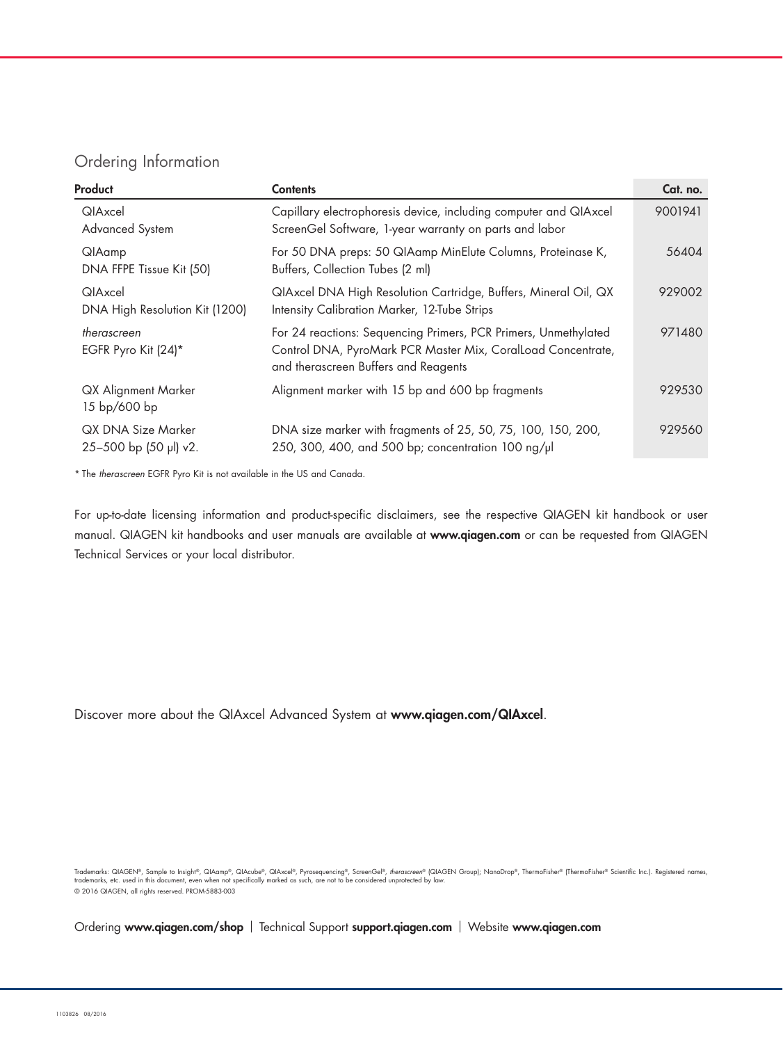## Ordering Information

| Product | Contents | Cat. no. |
| --- | --- | --- |
| QIAxcel Advanced System | Capillary electrophoresis device, including computer and QIAxcel ScreenGel Software, 1-year warranty on parts and labor | 9001941 |
| QIAamp DNA FFPE Tissue Kit (50) | For 50 DNA preps: 50 QIAamp MinElute Columns, Proteinase K, Buffers, Collection Tubes (2 ml) | 56404 |
| QIAxcel DNA High Resolution Kit (1200) | QIAxcel DNA High Resolution Cartridge, Buffers, Mineral Oil, QX Intensity Calibration Marker, 12-Tube Strips | 929002 |
| *therascreen* EGFR Pyro Kit (24)* | For 24 reactions: Sequencing Primers, PCR Primers, Unmethylated Control DNA, PyroMark PCR Master Mix, CoralLoad Concentrate, and therascreen Buffers and Reagents | 971480 |
| QX Alignment Marker 15 bp/600 bp | Alignment marker with 15 bp and 600 bp fragments | 929530 |
| QX DNA Size Marker 25–500 bp (50 µl) v2. | DNA size marker with fragments of 25, 50, 75, 100, 150, 200, 250, 300, 400, and 500 bp; concentration 100 ng/µl | 929560 |

* The *therascreen* EGFR Pyro Kit is not available in the US and Canada.

For up-to-date licensing information and product-specific disclaimers, see the respective QIAGEN kit handbook or user manual. QIAGEN kit handbooks and user manuals are available at **www.qiagen.com** or can be requested from QIAGEN Technical Services or your local distributor.

Discover more about the QIAxcel Advanced System at **www.qiagen.com/QIAxcel**.

Trademarks: QIAGEN®, Sample to Insight®, QIAamp®, QIAcube®, QIAxcel®, Pyrosequencing®, ScreenGel®, *therascreen*® (QIAGEN Group); NanoDrop®, ThermoFisher® (ThermoFisher® Scientific Inc.). Registered names, trademarks, etc. used in this document, even when not specifically marked as such, are not to be considered unprotected by law.
© 2016 QIAGEN, all rights reserved. PROM-5883-003

Ordering **www.qiagen.com/shop** | Technical Support **support.qiagen.com** | Website **www.qiagen.com**

1103826 08/2016